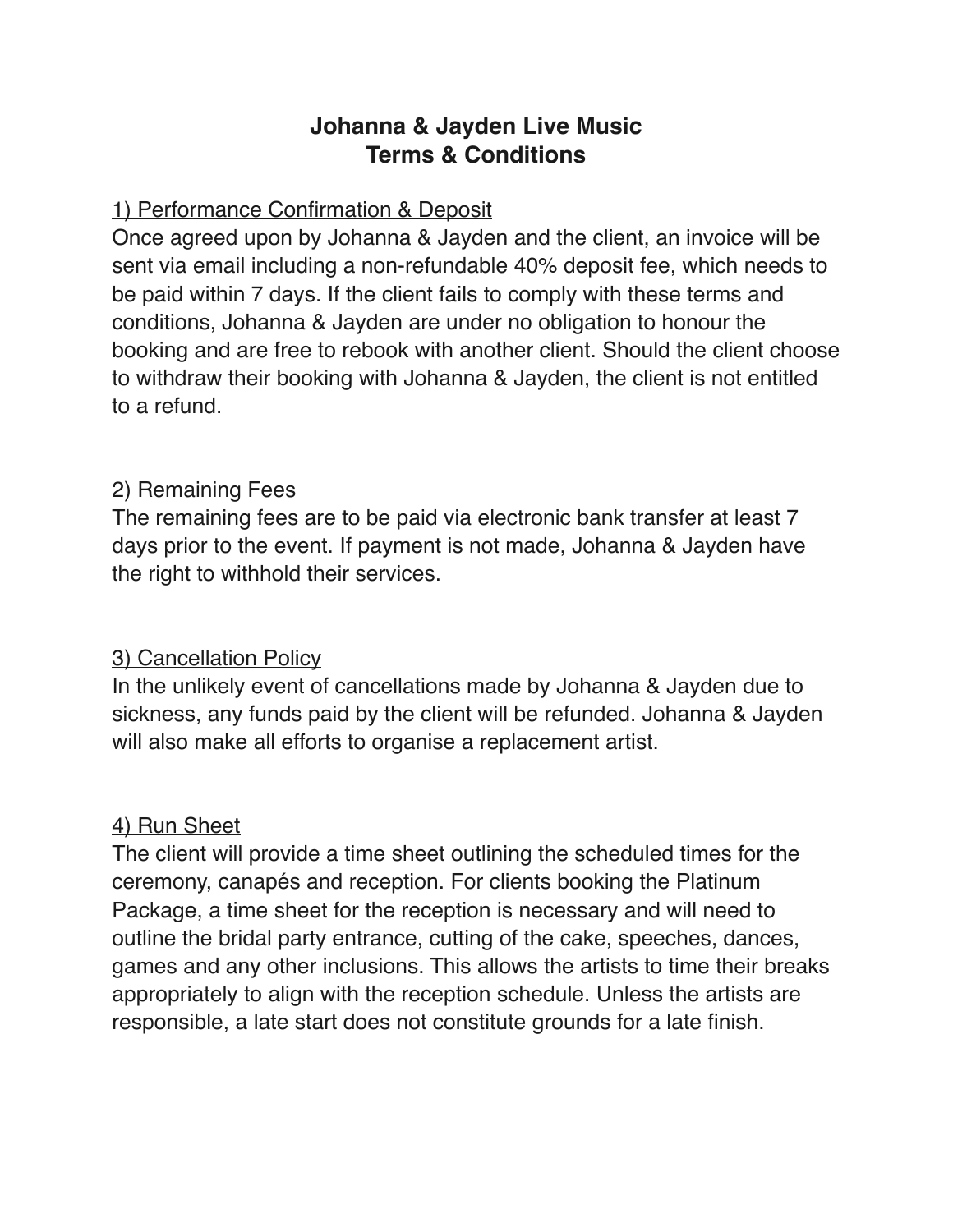# Johanna & Jayden Live Music
# Terms & Conditions

<u>1) Performance Confirmation & Deposit</u>

Once agreed upon by Johanna & Jayden and the client, an invoice will be sent via email including a non-refundable 40% deposit fee, which needs to be paid within 7 days. If the client fails to comply with these terms and conditions, Johanna & Jayden are under no obligation to honour the booking and are free to rebook with another client. Should the client choose to withdraw their booking with Johanna & Jayden, the client is not entitled to a refund.

<u>2) Remaining Fees</u>

The remaining fees are to be paid via electronic bank transfer at least 7 days prior to the event. If payment is not made, Johanna & Jayden have the right to withhold their services.

<u>3) Cancellation Policy</u>

In the unlikely event of cancellations made by Johanna & Jayden due to sickness, any funds paid by the client will be refunded. Johanna & Jayden will also make all efforts to organise a replacement artist.

<u>4) Run Sheet</u>

The client will provide a time sheet outlining the scheduled times for the ceremony, canapés and reception. For clients booking the Platinum Package, a time sheet for the reception is necessary and will need to outline the bridal party entrance, cutting of the cake, speeches, dances, games and any other inclusions. This allows the artists to time their breaks appropriately to align with the reception schedule. Unless the artists are responsible, a late start does not constitute grounds for a late finish.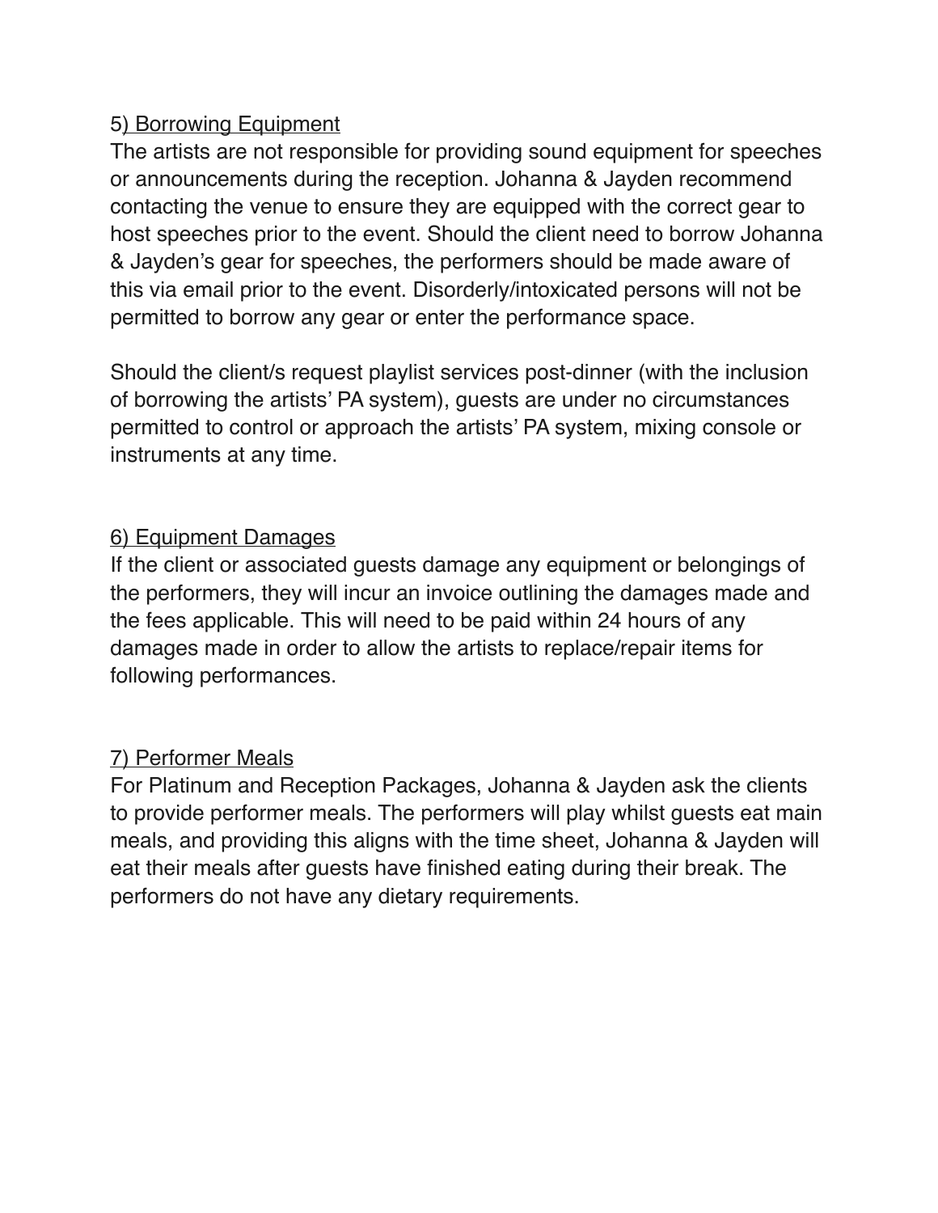## 5) Borrowing Equipment

The artists are not responsible for providing sound equipment for speeches or announcements during the reception. Johanna & Jayden recommend contacting the venue to ensure they are equipped with the correct gear to host speeches prior to the event. Should the client need to borrow Johanna & Jayden's gear for speeches, the performers should be made aware of this via email prior to the event. Disorderly/intoxicated persons will not be permitted to borrow any gear or enter the performance space.

Should the client/s request playlist services post-dinner (with the inclusion of borrowing the artists' PA system), guests are under no circumstances permitted to control or approach the artists' PA system, mixing console or instruments at any time.

## 6) Equipment Damages

If the client or associated guests damage any equipment or belongings of the performers, they will incur an invoice outlining the damages made and the fees applicable. This will need to be paid within 24 hours of any damages made in order to allow the artists to replace/repair items for following performances.

## 7) Performer Meals

For Platinum and Reception Packages, Johanna & Jayden ask the clients to provide performer meals. The performers will play whilst guests eat main meals, and providing this aligns with the time sheet, Johanna & Jayden will eat their meals after guests have finished eating during their break. The performers do not have any dietary requirements.